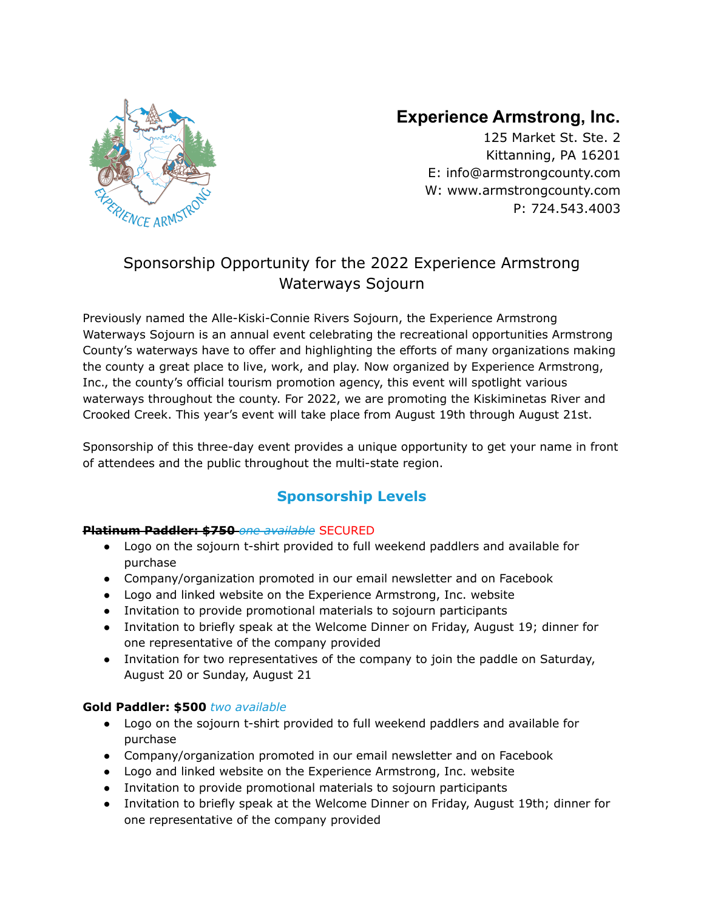**Experience Armstrong, Inc.**
125 Market St. Ste. 2
Kittanning, PA 16201
E: info@armstrongcounty.com
W: www.armstrongcounty.com
P: 724.543.4003

# Sponsorship Opportunity for the 2022 Experience Armstrong Waterways Sojourn

Previously named the Alle-Kiski-Connie Rivers Sojourn, the Experience Armstrong Waterways Sojourn is an annual event celebrating the recreational opportunities Armstrong County's waterways have to offer and highlighting the efforts of many organizations making the county a great place to live, work, and play. Now organized by Experience Armstrong, Inc., the county's official tourism promotion agency, this event will spotlight various waterways throughout the county. For 2022, we are promoting the Kiskiminetas River and Crooked Creek. This year's event will take place from August 19th through August 21st.

Sponsorship of this three-day event provides a unique opportunity to get your name in front of attendees and the public throughout the multi-state region.

## Sponsorship Levels

~~**Platinum Paddler: $750** *one available*~~ SECURED

- Logo on the sojourn t-shirt provided to full weekend paddlers and available for purchase
- Company/organization promoted in our email newsletter and on Facebook
- Logo and linked website on the Experience Armstrong, Inc. website
- Invitation to provide promotional materials to sojourn participants
- Invitation to briefly speak at the Welcome Dinner on Friday, August 19; dinner for one representative of the company provided
- Invitation for two representatives of the company to join the paddle on Saturday, August 20 or Sunday, August 21

**Gold Paddler: $500** *two available*

- Logo on the sojourn t-shirt provided to full weekend paddlers and available for purchase
- Company/organization promoted in our email newsletter and on Facebook
- Logo and linked website on the Experience Armstrong, Inc. website
- Invitation to provide promotional materials to sojourn participants
- Invitation to briefly speak at the Welcome Dinner on Friday, August 19th; dinner for one representative of the company provided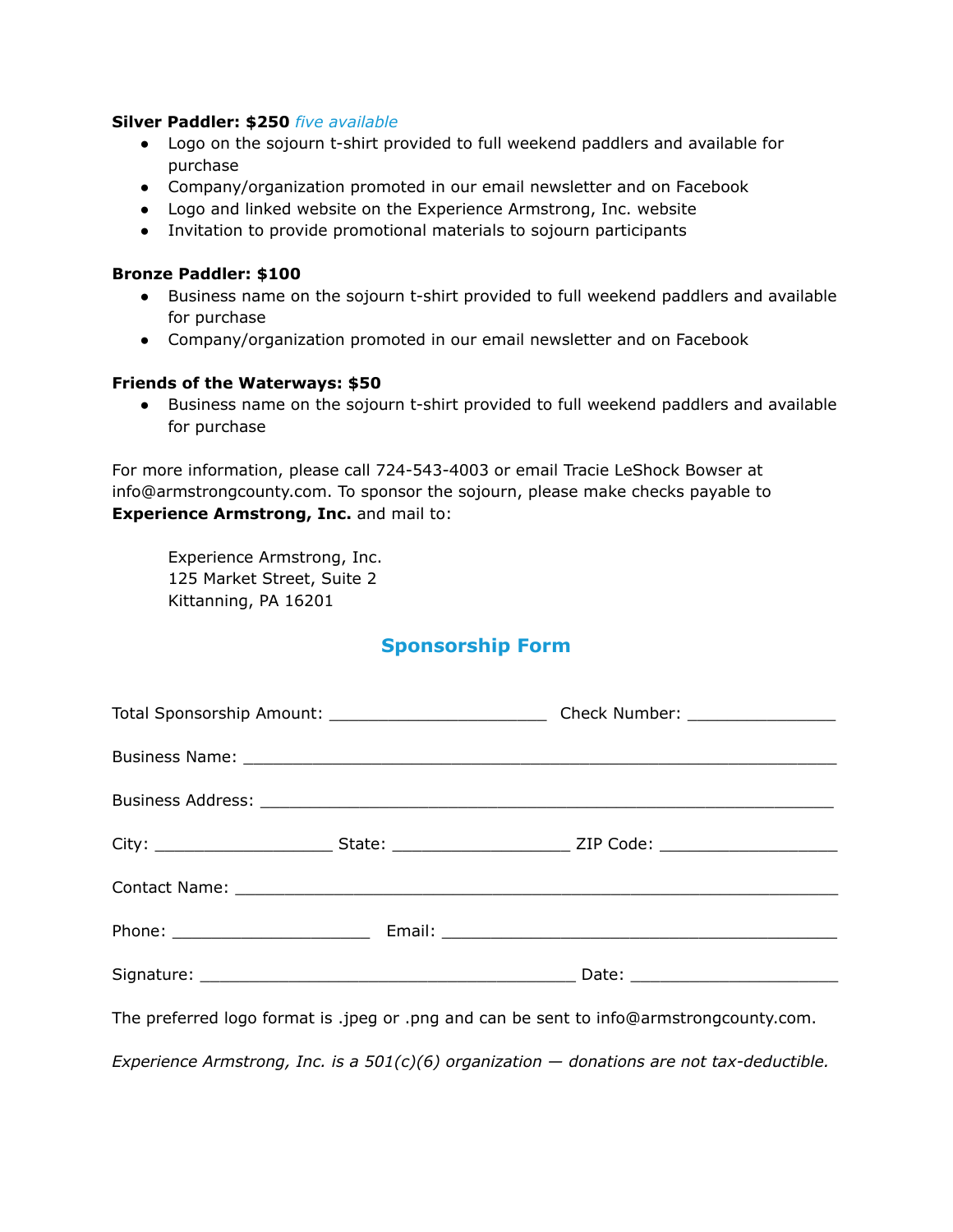**Silver Paddler: $250** *five available*

- Logo on the sojourn t-shirt provided to full weekend paddlers and available for purchase
- Company/organization promoted in our email newsletter and on Facebook
- Logo and linked website on the Experience Armstrong, Inc. website
- Invitation to provide promotional materials to sojourn participants

**Bronze Paddler: $100**

- Business name on the sojourn t-shirt provided to full weekend paddlers and available for purchase
- Company/organization promoted in our email newsletter and on Facebook

**Friends of the Waterways: $50**

- Business name on the sojourn t-shirt provided to full weekend paddlers and available for purchase

For more information, please call 724-543-4003 or email Tracie LeShock Bowser at info@armstrongcounty.com. To sponsor the sojourn, please make checks payable to **Experience Armstrong, Inc.** and mail to:

> Experience Armstrong, Inc.
> 125 Market Street, Suite 2
> Kittanning, PA 16201

## Sponsorship Form

Total Sponsorship Amount: ______________________ Check Number: _______________

Business Name: ____________________________________________________________

Business Address: __________________________________________________________

City: __________________ State: __________________ ZIP Code: __________________

Contact Name: _____________________________________________________________

Phone: ____________________ Email: ________________________________________

Signature: ______________________________________ Date: ____________________

The preferred logo format is .jpeg or .png and can be sent to info@armstrongcounty.com.

*Experience Armstrong, Inc. is a 501(c)(6) organization — donations are not tax-deductible.*